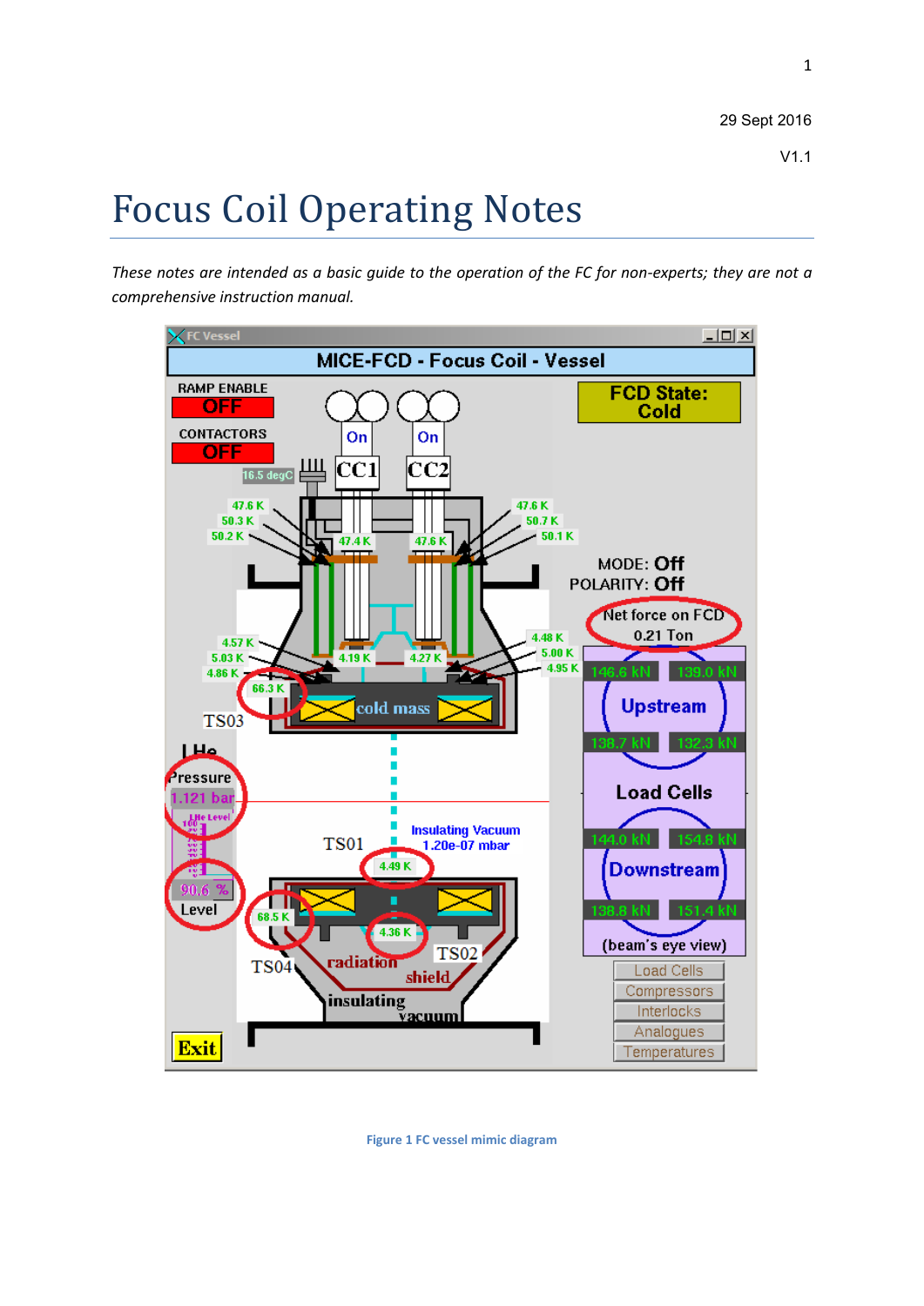29 Sept 2016

V1.1

# Focus Coil Operating Notes

*These notes are intended as a basic guide to the operation of the FC for non-experts; they are not a comprehensive instruction manual.*

Figure 1 FC vessel mimic diagram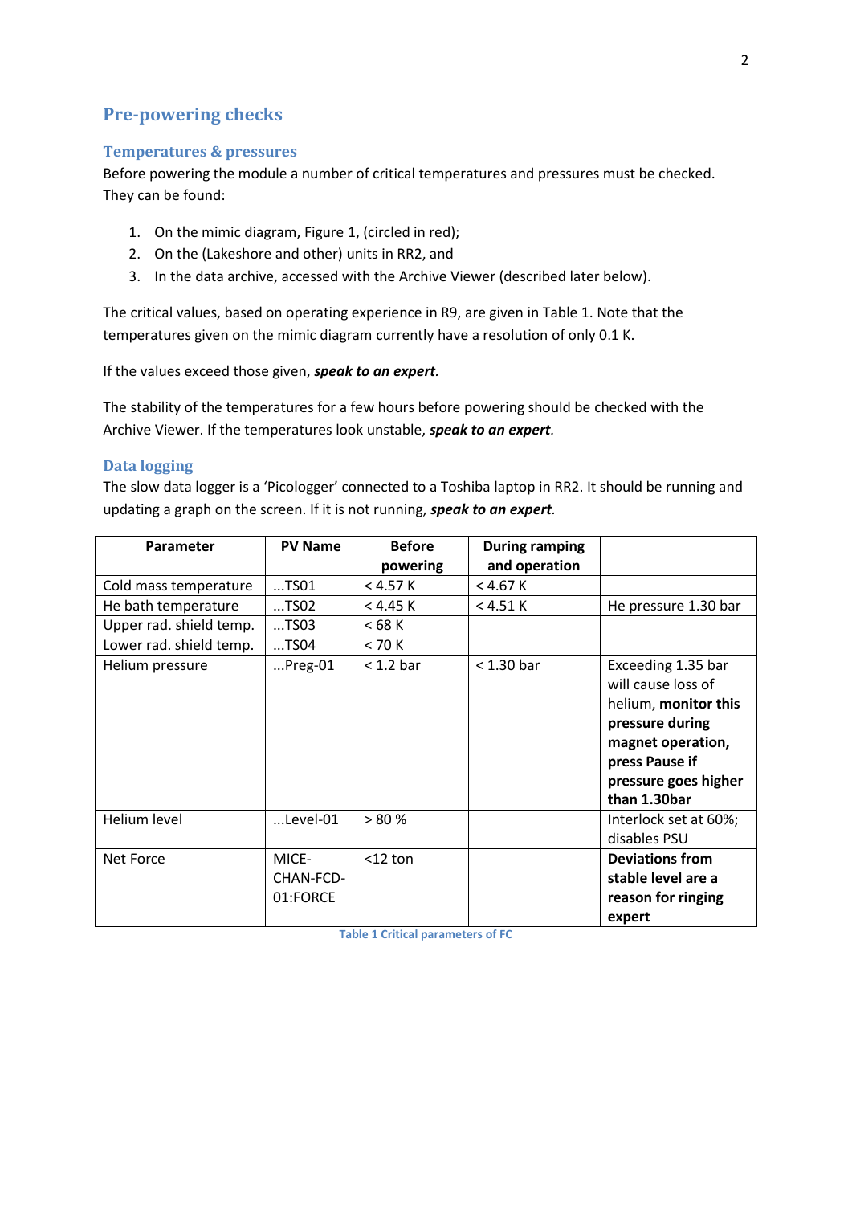## Pre-powering checks

### Temperatures & pressures

Before powering the module a number of critical temperatures and pressures must be checked. They can be found:

1. On the mimic diagram, Figure 1, (circled in red);
2. On the (Lakeshore and other) units in RR2, and
3. In the data archive, accessed with the Archive Viewer (described later below).

The critical values, based on operating experience in R9, are given in Table 1. Note that the temperatures given on the mimic diagram currently have a resolution of only 0.1 K.

If the values exceed those given, ***speak to an expert***.

The stability of the temperatures for a few hours before powering should be checked with the Archive Viewer. If the temperatures look unstable, ***speak to an expert***.

### Data logging

The slow data logger is a 'Picologger' connected to a Toshiba laptop in RR2. It should be running and updating a graph on the screen. If it is not running, ***speak to an expert***.

| Parameter | PV Name | Before powering | During ramping and operation | |
|---|---|---|---|---|
| Cold mass temperature | ...TS01 | < 4.57 K | < 4.67 K | |
| He bath temperature | ...TS02 | < 4.45 K | < 4.51 K | He pressure 1.30 bar |
| Upper rad. shield temp. | ...TS03 | < 68 K | | |
| Lower rad. shield temp. | ...TS04 | < 70 K | | |
| Helium pressure | ...Preg-01 | < 1.2 bar | < 1.30 bar | Exceeding 1.35 bar will cause loss of helium, **monitor this pressure during magnet operation, press Pause if pressure goes higher than 1.30bar** |
| Helium level | ...Level-01 | > 80 % | | Interlock set at 60%; disables PSU |
| Net Force | MICE-CHAN-FCD-01:FORCE | <12 ton | | **Deviations from stable level are a reason for ringing expert** |

Table 1 Critical parameters of FC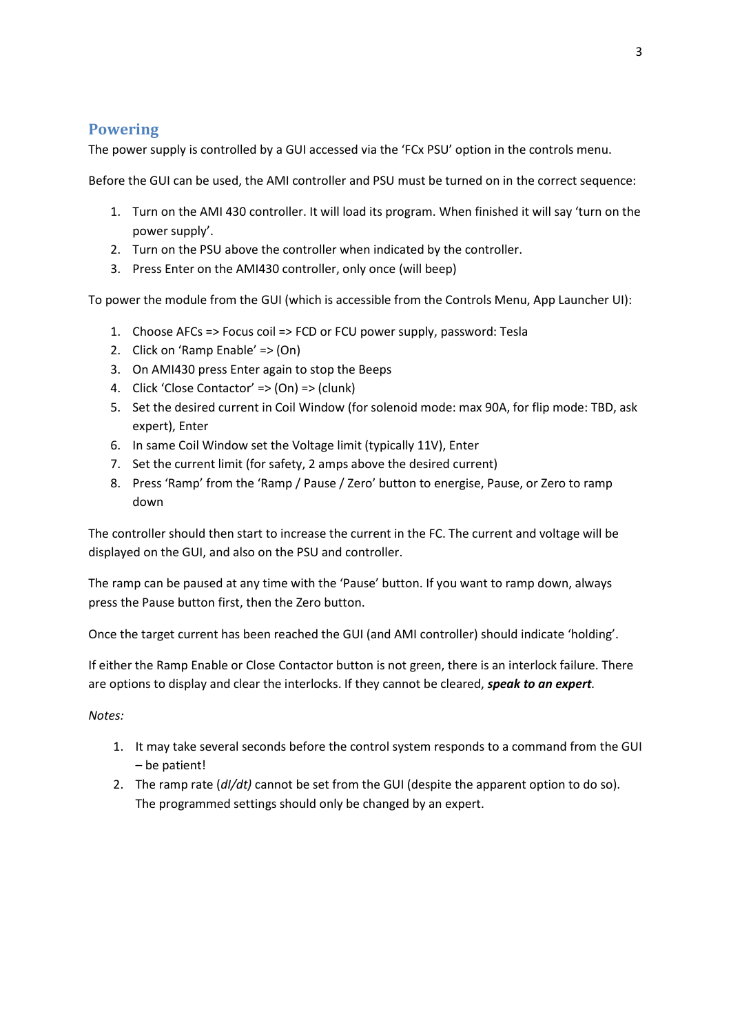## Powering

The power supply is controlled by a GUI accessed via the 'FCx PSU' option in the controls menu.

Before the GUI can be used, the AMI controller and PSU must be turned on in the correct sequence:

1. Turn on the AMI 430 controller. It will load its program. When finished it will say 'turn on the power supply'.
2. Turn on the PSU above the controller when indicated by the controller.
3. Press Enter on the AMI430 controller, only once (will beep)

To power the module from the GUI (which is accessible from the Controls Menu, App Launcher UI):

1. Choose AFCs => Focus coil => FCD or FCU power supply, password: Tesla
2. Click on 'Ramp Enable' => (On)
3. On AMI430 press Enter again to stop the Beeps
4. Click 'Close Contactor' => (On) => (clunk)
5. Set the desired current in Coil Window (for solenoid mode: max 90A, for flip mode: TBD, ask expert), Enter
6. In same Coil Window set the Voltage limit (typically 11V), Enter
7. Set the current limit (for safety, 2 amps above the desired current)
8. Press 'Ramp' from the 'Ramp / Pause / Zero' button to energise, Pause, or Zero to ramp down

The controller should then start to increase the current in the FC. The current and voltage will be displayed on the GUI, and also on the PSU and controller.

The ramp can be paused at any time with the 'Pause' button. If you want to ramp down, always press the Pause button first, then the Zero button.

Once the target current has been reached the GUI (and AMI controller) should indicate 'holding'.

If either the Ramp Enable or Close Contactor button is not green, there is an interlock failure. There are options to display and clear the interlocks. If they cannot be cleared, ***speak to an expert***.

*Notes:*

1. It may take several seconds before the control system responds to a command from the GUI – be patient!
2. The ramp rate (*dI/dt)* cannot be set from the GUI (despite the apparent option to do so). The programmed settings should only be changed by an expert.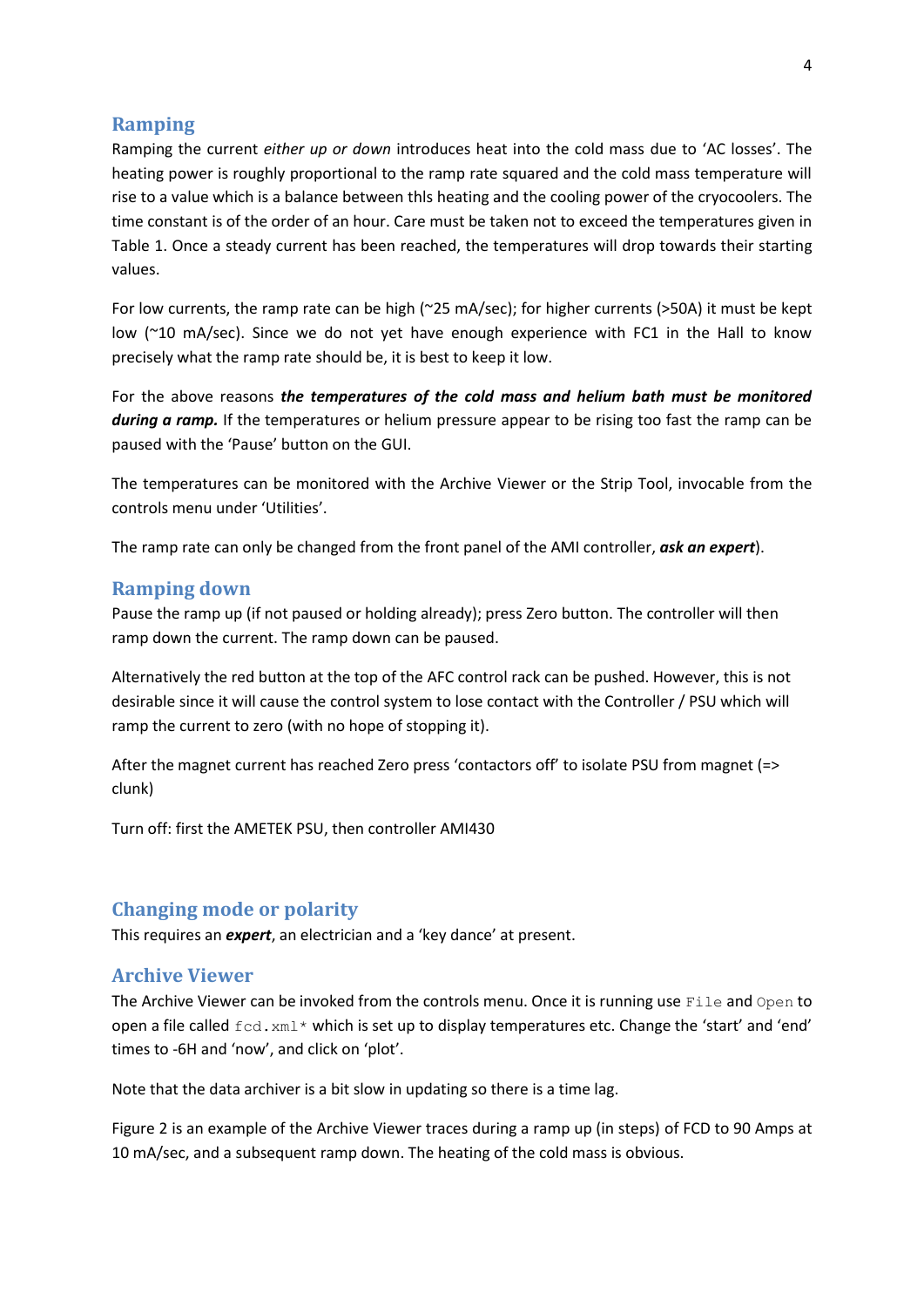## Ramping

Ramping the current *either up or down* introduces heat into the cold mass due to 'AC losses'. The heating power is roughly proportional to the ramp rate squared and the cold mass temperature will rise to a value which is a balance between thls heating and the cooling power of the cryocoolers. The time constant is of the order of an hour. Care must be taken not to exceed the temperatures given in Table 1. Once a steady current has been reached, the temperatures will drop towards their starting values.

For low currents, the ramp rate can be high (~25 mA/sec); for higher currents (>50A) it must be kept low (~10 mA/sec). Since we do not yet have enough experience with FC1 in the Hall to know precisely what the ramp rate should be, it is best to keep it low.

For the above reasons ***the temperatures of the cold mass and helium bath must be monitored during a ramp.*** If the temperatures or helium pressure appear to be rising too fast the ramp can be paused with the 'Pause' button on the GUI.

The temperatures can be monitored with the Archive Viewer or the Strip Tool, invocable from the controls menu under 'Utilities'.

The ramp rate can only be changed from the front panel of the AMI controller, ***ask an expert***).

## Ramping down

Pause the ramp up (if not paused or holding already); press Zero button. The controller will then ramp down the current. The ramp down can be paused.

Alternatively the red button at the top of the AFC control rack can be pushed. However, this is not desirable since it will cause the control system to lose contact with the Controller / PSU which will ramp the current to zero (with no hope of stopping it).

After the magnet current has reached Zero press 'contactors off' to isolate PSU from magnet (=> clunk)

Turn off: first the AMETEK PSU, then controller AMI430

## Changing mode or polarity

This requires an ***expert***, an electrician and a 'key dance' at present.

## Archive Viewer

The Archive Viewer can be invoked from the controls menu. Once it is running use `File` and `Open` to open a file called `fcd.xml*` which is set up to display temperatures etc. Change the 'start' and 'end' times to -6H and 'now', and click on 'plot'.

Note that the data archiver is a bit slow in updating so there is a time lag.

Figure 2 is an example of the Archive Viewer traces during a ramp up (in steps) of FCD to 90 Amps at 10 mA/sec, and a subsequent ramp down. The heating of the cold mass is obvious.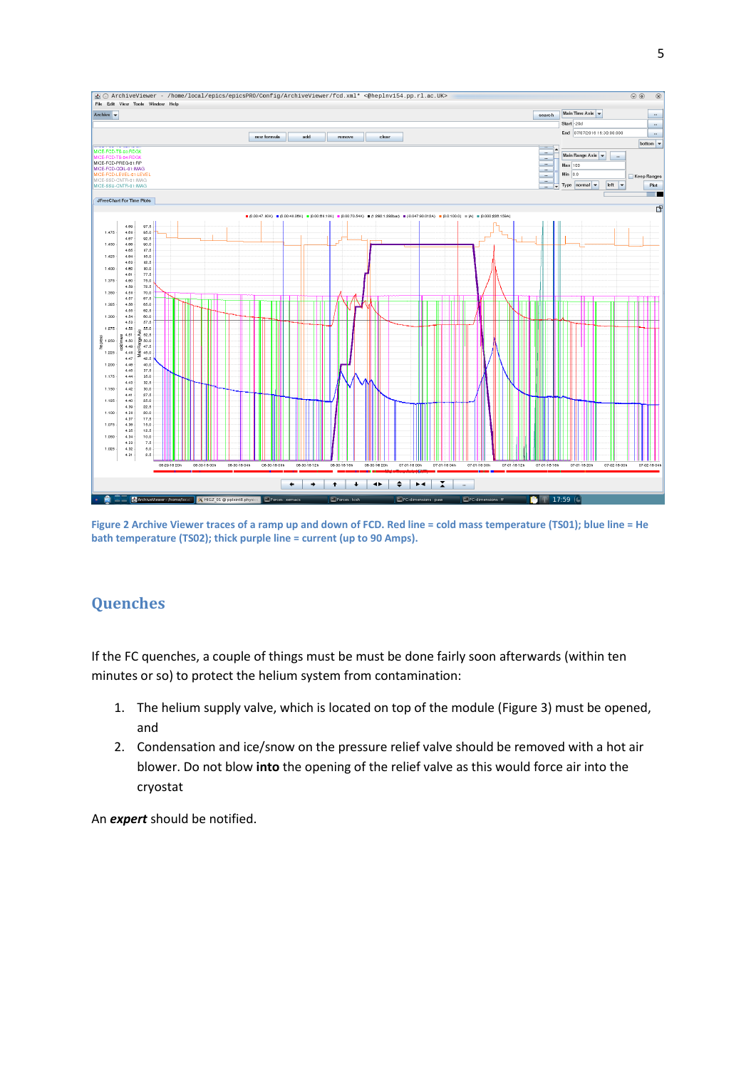Figure 2 Archive Viewer traces of a ramp up and down of FCD. Red line = cold mass temperature (TS01); blue line = He bath temperature (TS02); thick purple line = current (up to 90 Amps).

## Quenches

If the FC quenches, a couple of things must be must be done fairly soon afterwards (within ten minutes or so) to protect the helium system from contamination:

1. The helium supply valve, which is located on top of the module (Figure 3) must be opened, and
2. Condensation and ice/snow on the pressure relief valve should be removed with a hot air blower. Do not blow **into** the opening of the relief valve as this would force air into the cryostat

An ***expert*** should be notified.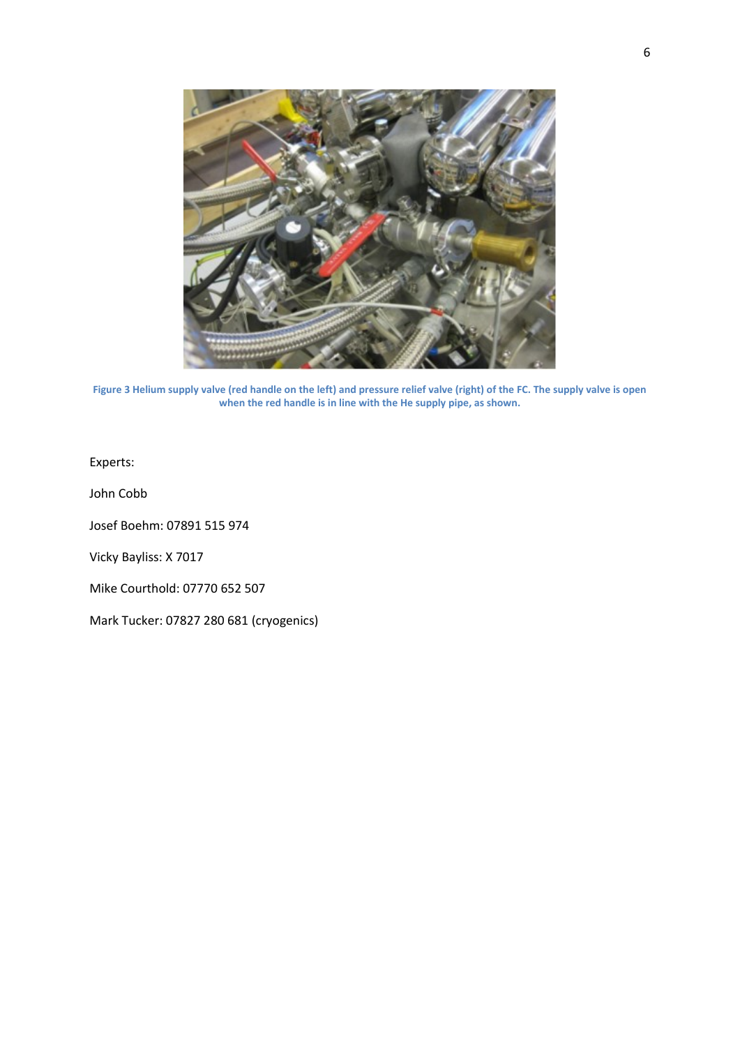Figure 3 Helium supply valve (red handle on the left) and pressure relief valve (right) of the FC. The supply valve is open when the red handle is in line with the He supply pipe, as shown.

Experts:

John Cobb

Josef Boehm: 07891 515 974

Vicky Bayliss: X 7017

Mike Courthold: 07770 652 507

Mark Tucker: 07827 280 681 (cryogenics)